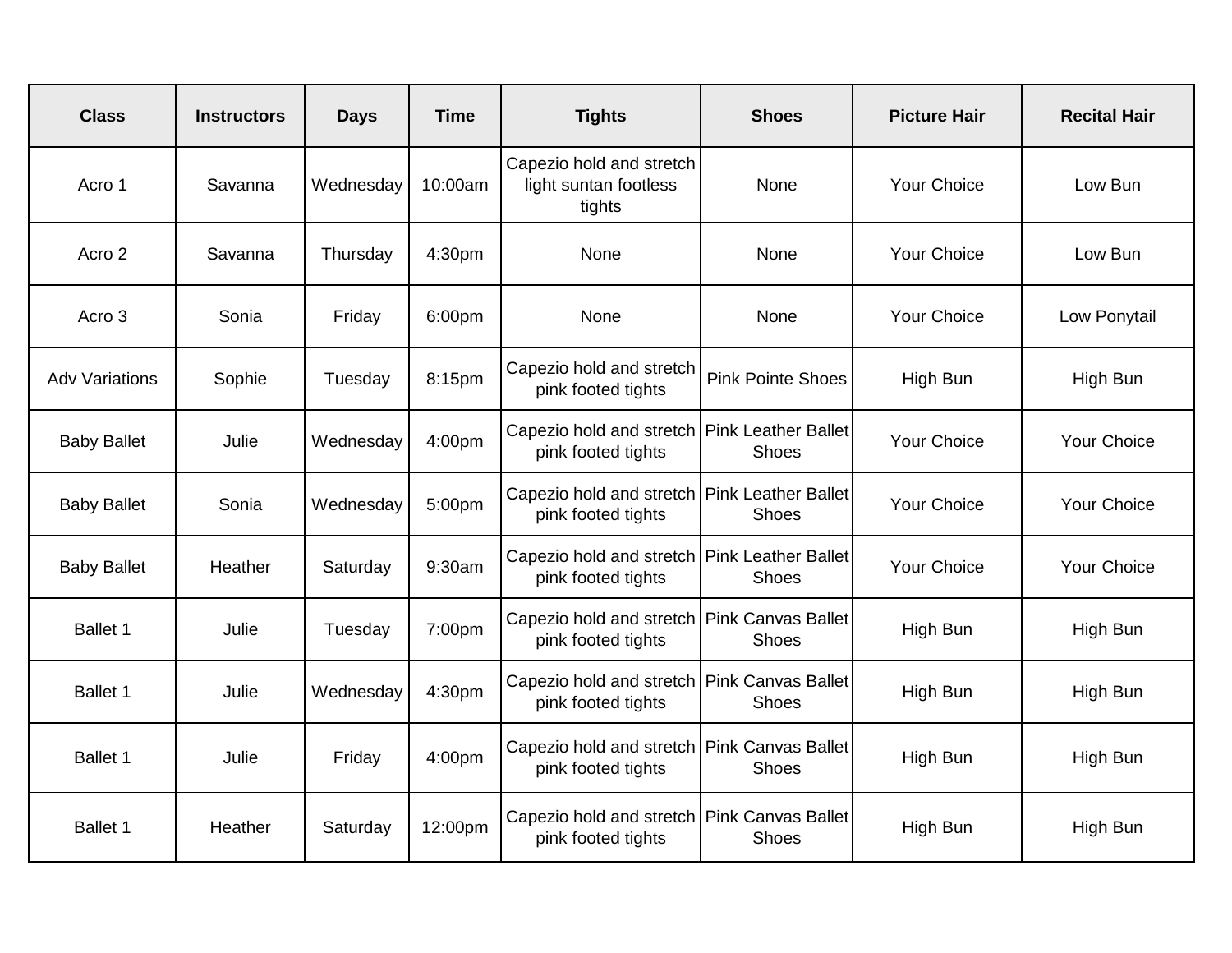| Class | Instructors | Days | Time | Tights | Shoes | Picture Hair | Recital Hair |
| --- | --- | --- | --- | --- | --- | --- | --- |
| Acro 1 | Savanna | Wednesday | 10:00am | Capezio hold and stretch light suntan footless tights | None | Your Choice | Low Bun |
| Acro 2 | Savanna | Thursday | 4:30pm | None | None | Your Choice | Low Bun |
| Acro 3 | Sonia | Friday | 6:00pm | None | None | Your Choice | Low Ponytail |
| Adv Variations | Sophie | Tuesday | 8:15pm | Capezio hold and stretch pink footed tights | Pink Pointe Shoes | High Bun | High Bun |
| Baby Ballet | Julie | Wednesday | 4:00pm | Capezio hold and stretch pink footed tights | Pink Leather Ballet Shoes | Your Choice | Your Choice |
| Baby Ballet | Sonia | Wednesday | 5:00pm | Capezio hold and stretch pink footed tights | Pink Leather Ballet Shoes | Your Choice | Your Choice |
| Baby Ballet | Heather | Saturday | 9:30am | Capezio hold and stretch pink footed tights | Pink Leather Ballet Shoes | Your Choice | Your Choice |
| Ballet 1 | Julie | Tuesday | 7:00pm | Capezio hold and stretch pink footed tights | Pink Canvas Ballet Shoes | High Bun | High Bun |
| Ballet 1 | Julie | Wednesday | 4:30pm | Capezio hold and stretch pink footed tights | Pink Canvas Ballet Shoes | High Bun | High Bun |
| Ballet 1 | Julie | Friday | 4:00pm | Capezio hold and stretch pink footed tights | Pink Canvas Ballet Shoes | High Bun | High Bun |
| Ballet 1 | Heather | Saturday | 12:00pm | Capezio hold and stretch pink footed tights | Pink Canvas Ballet Shoes | High Bun | High Bun |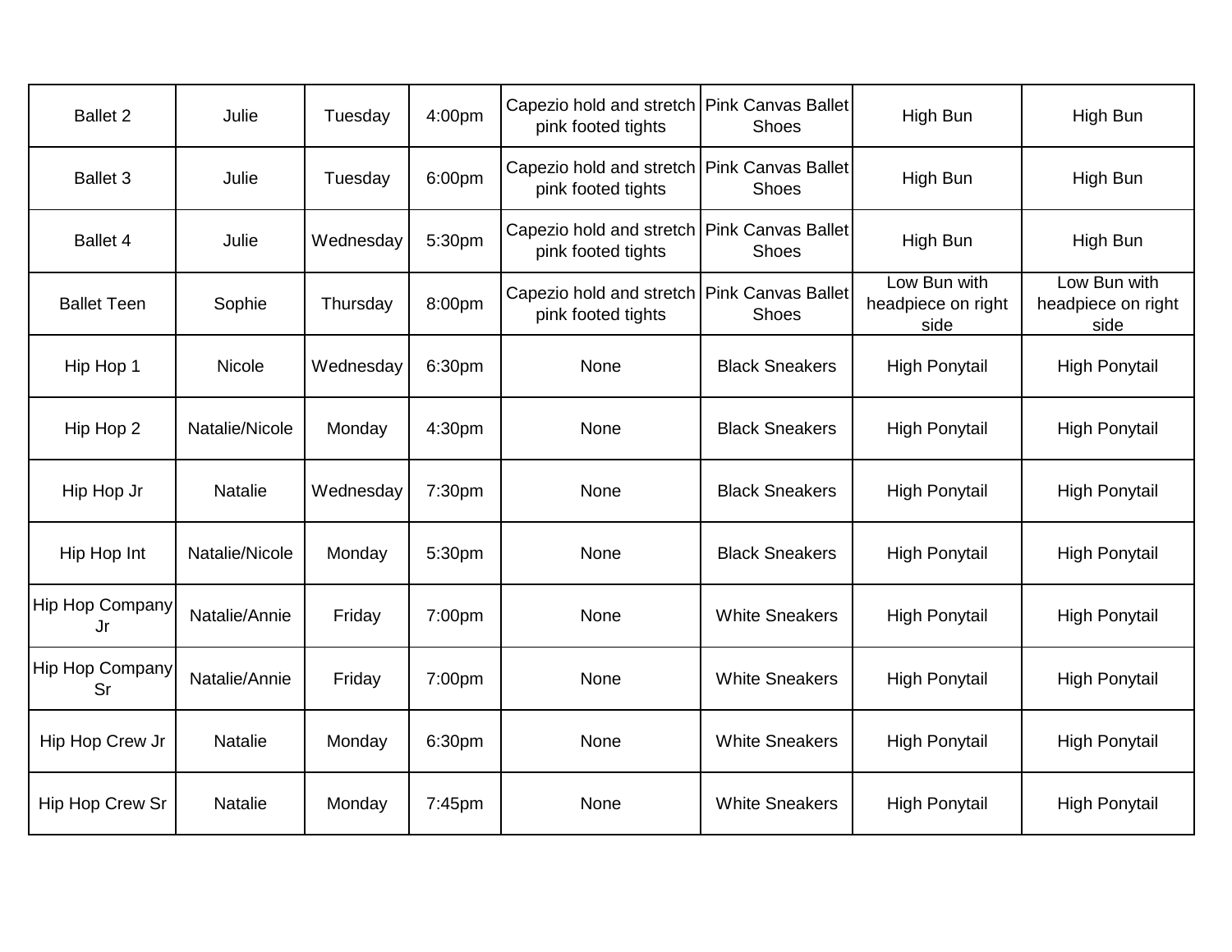| | | | | | | | |
|---|---|---|---|---|---|---|---|
| Ballet 2 | Julie | Tuesday | 4:00pm | Capezio hold and stretch pink footed tights | Pink Canvas Ballet Shoes | High Bun | High Bun |
| Ballet 3 | Julie | Tuesday | 6:00pm | Capezio hold and stretch pink footed tights | Pink Canvas Ballet Shoes | High Bun | High Bun |
| Ballet 4 | Julie | Wednesday | 5:30pm | Capezio hold and stretch pink footed tights | Pink Canvas Ballet Shoes | High Bun | High Bun |
| Ballet Teen | Sophie | Thursday | 8:00pm | Capezio hold and stretch pink footed tights | Pink Canvas Ballet Shoes | Low Bun with headpiece on right side | Low Bun with headpiece on right side |
| Hip Hop 1 | Nicole | Wednesday | 6:30pm | None | Black Sneakers | High Ponytail | High Ponytail |
| Hip Hop 2 | Natalie/Nicole | Monday | 4:30pm | None | Black Sneakers | High Ponytail | High Ponytail |
| Hip Hop Jr | Natalie | Wednesday | 7:30pm | None | Black Sneakers | High Ponytail | High Ponytail |
| Hip Hop Int | Natalie/Nicole | Monday | 5:30pm | None | Black Sneakers | High Ponytail | High Ponytail |
| Hip Hop Company Jr | Natalie/Annie | Friday | 7:00pm | None | White Sneakers | High Ponytail | High Ponytail |
| Hip Hop Company Sr | Natalie/Annie | Friday | 7:00pm | None | White Sneakers | High Ponytail | High Ponytail |
| Hip Hop Crew Jr | Natalie | Monday | 6:30pm | None | White Sneakers | High Ponytail | High Ponytail |
| Hip Hop Crew Sr | Natalie | Monday | 7:45pm | None | White Sneakers | High Ponytail | High Ponytail |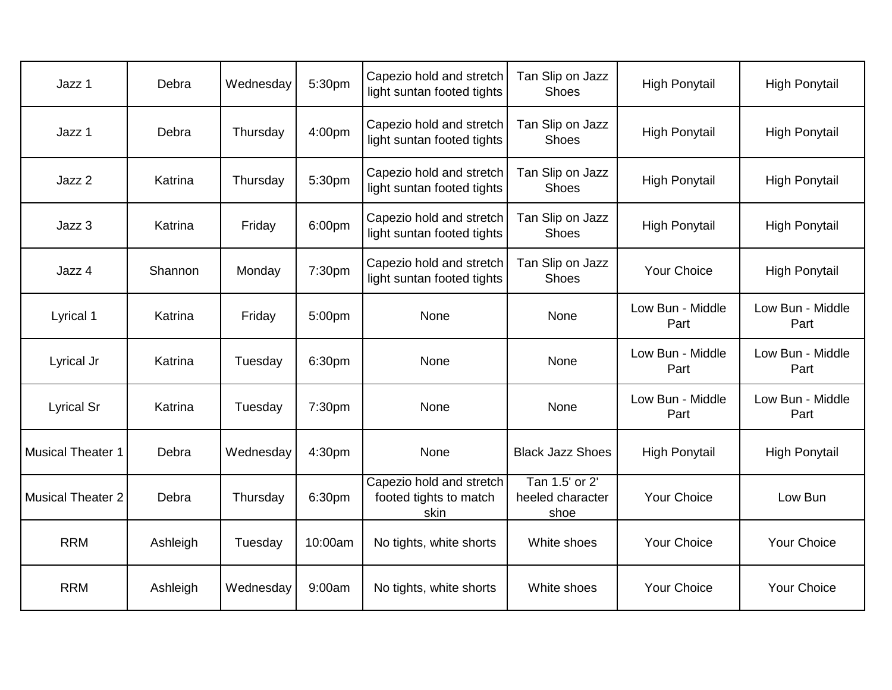| Jazz 1 | Debra | Wednesday | 5:30pm | Capezio hold and stretch light suntan footed tights | Tan Slip on Jazz Shoes | High Ponytail | High Ponytail |
|---|---|---|---|---|---|---|---|
| Jazz 1 | Debra | Thursday | 4:00pm | Capezio hold and stretch light suntan footed tights | Tan Slip on Jazz Shoes | High Ponytail | High Ponytail |
| Jazz 2 | Katrina | Thursday | 5:30pm | Capezio hold and stretch light suntan footed tights | Tan Slip on Jazz Shoes | High Ponytail | High Ponytail |
| Jazz 3 | Katrina | Friday | 6:00pm | Capezio hold and stretch light suntan footed tights | Tan Slip on Jazz Shoes | High Ponytail | High Ponytail |
| Jazz 4 | Shannon | Monday | 7:30pm | Capezio hold and stretch light suntan footed tights | Tan Slip on Jazz Shoes | Your Choice | High Ponytail |
| Lyrical 1 | Katrina | Friday | 5:00pm | None | None | Low Bun - Middle Part | Low Bun - Middle Part |
| Lyrical Jr | Katrina | Tuesday | 6:30pm | None | None | Low Bun - Middle Part | Low Bun - Middle Part |
| Lyrical Sr | Katrina | Tuesday | 7:30pm | None | None | Low Bun - Middle Part | Low Bun - Middle Part |
| Musical Theater 1 | Debra | Wednesday | 4:30pm | None | Black Jazz Shoes | High Ponytail | High Ponytail |
| Musical Theater 2 | Debra | Thursday | 6:30pm | Capezio hold and stretch footed tights to match skin | Tan 1.5' or 2' heeled character shoe | Your Choice | Low Bun |
| RRM | Ashleigh | Tuesday | 10:00am | No tights, white shorts | White shoes | Your Choice | Your Choice |
| RRM | Ashleigh | Wednesday | 9:00am | No tights, white shorts | White shoes | Your Choice | Your Choice |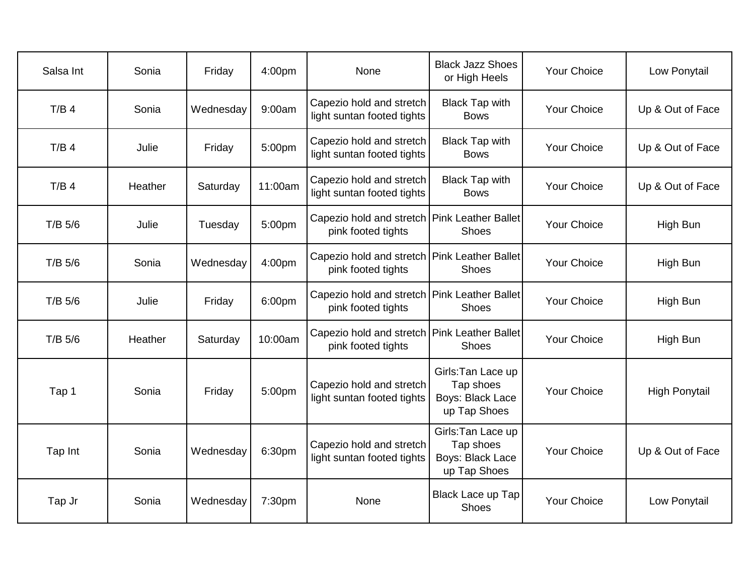| | | | | | | | |
|---|---|---|---|---|---|---|---|
| Salsa Int | Sonia | Friday | 4:00pm | None | Black Jazz Shoes or High Heels | Your Choice | Low Ponytail |
| T/B 4 | Sonia | Wednesday | 9:00am | Capezio hold and stretch light suntan footed tights | Black Tap with Bows | Your Choice | Up & Out of Face |
| T/B 4 | Julie | Friday | 5:00pm | Capezio hold and stretch light suntan footed tights | Black Tap with Bows | Your Choice | Up & Out of Face |
| T/B 4 | Heather | Saturday | 11:00am | Capezio hold and stretch light suntan footed tights | Black Tap with Bows | Your Choice | Up & Out of Face |
| T/B 5/6 | Julie | Tuesday | 5:00pm | Capezio hold and stretch pink footed tights | Pink Leather Ballet Shoes | Your Choice | High Bun |
| T/B 5/6 | Sonia | Wednesday | 4:00pm | Capezio hold and stretch pink footed tights | Pink Leather Ballet Shoes | Your Choice | High Bun |
| T/B 5/6 | Julie | Friday | 6:00pm | Capezio hold and stretch pink footed tights | Pink Leather Ballet Shoes | Your Choice | High Bun |
| T/B 5/6 | Heather | Saturday | 10:00am | Capezio hold and stretch pink footed tights | Pink Leather Ballet Shoes | Your Choice | High Bun |
| Tap 1 | Sonia | Friday | 5:00pm | Capezio hold and stretch light suntan footed tights | Girls:Tan Lace up Tap shoes Boys: Black Lace up Tap Shoes | Your Choice | High Ponytail |
| Tap Int | Sonia | Wednesday | 6:30pm | Capezio hold and stretch light suntan footed tights | Girls:Tan Lace up Tap shoes Boys: Black Lace up Tap Shoes | Your Choice | Up & Out of Face |
| Tap Jr | Sonia | Wednesday | 7:30pm | None | Black Lace up Tap Shoes | Your Choice | Low Ponytail |